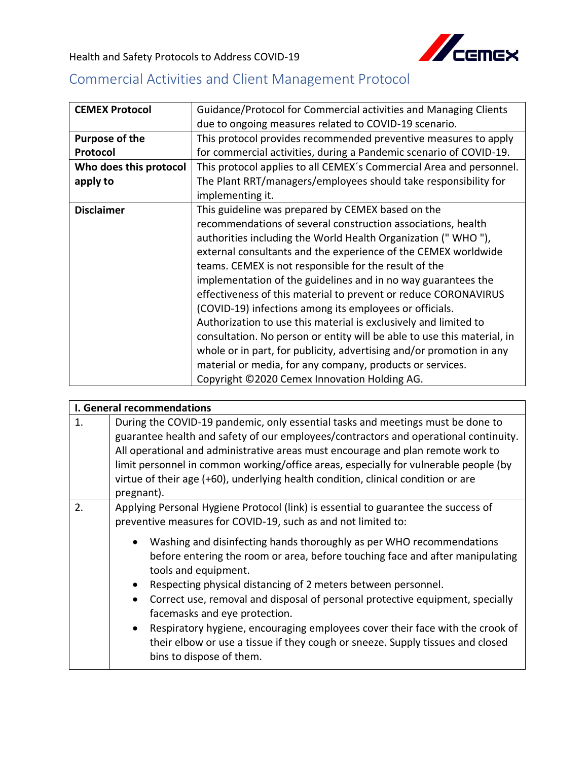Health and Safety Protocols to Address COVID-19

## Commercial Activities and Client Management Protocol

| **CEMEX Protocol** | Guidance/Protocol for Commercial activities and Managing Clients due to ongoing measures related to COVID-19 scenario. |
|---|---|
| **Purpose of the Protocol** | This protocol provides recommended preventive measures to apply for commercial activities, during a Pandemic scenario of COVID-19. |
| **Who does this protocol apply to** | This protocol applies to all CEMEX´s Commercial Area and personnel. The Plant RRT/managers/employees should take responsibility for implementing it. |
| **Disclaimer** | This guideline was prepared by CEMEX based on the recommendations of several construction associations, health authorities including the World Health Organization (" WHO "), external consultants and the experience of the CEMEX worldwide teams. CEMEX is not responsible for the result of the implementation of the guidelines and in no way guarantees the effectiveness of this material to prevent or reduce CORONAVIRUS (COVID-19) infections among its employees or officials. Authorization to use this material is exclusively and limited to consultation. No person or entity will be able to use this material, in whole or in part, for publicity, advertising and/or promotion in any material or media, for any company, products or services. Copyright ©2020 Cemex Innovation Holding AG. |

| **I. General recommendations** | |
|---|---|
| 1. | During the COVID-19 pandemic, only essential tasks and meetings must be done to guarantee health and safety of our employees/contractors and operational continuity. All operational and administrative areas must encourage and plan remote work to limit personnel in common working/office areas, especially for vulnerable people (by virtue of their age (+60), underlying health condition, clinical condition or are pregnant). |
| 2. | Applying Personal Hygiene Protocol (link) is essential to guarantee the success of preventive measures for COVID-19, such as and not limited to: <br>• Washing and disinfecting hands thoroughly as per WHO recommendations before entering the room or area, before touching face and after manipulating tools and equipment.<br>• Respecting physical distancing of 2 meters between personnel.<br>• Correct use, removal and disposal of personal protective equipment, specially facemasks and eye protection.<br>• Respiratory hygiene, encouraging employees cover their face with the crook of their elbow or use a tissue if they cough or sneeze. Supply tissues and closed bins to dispose of them. |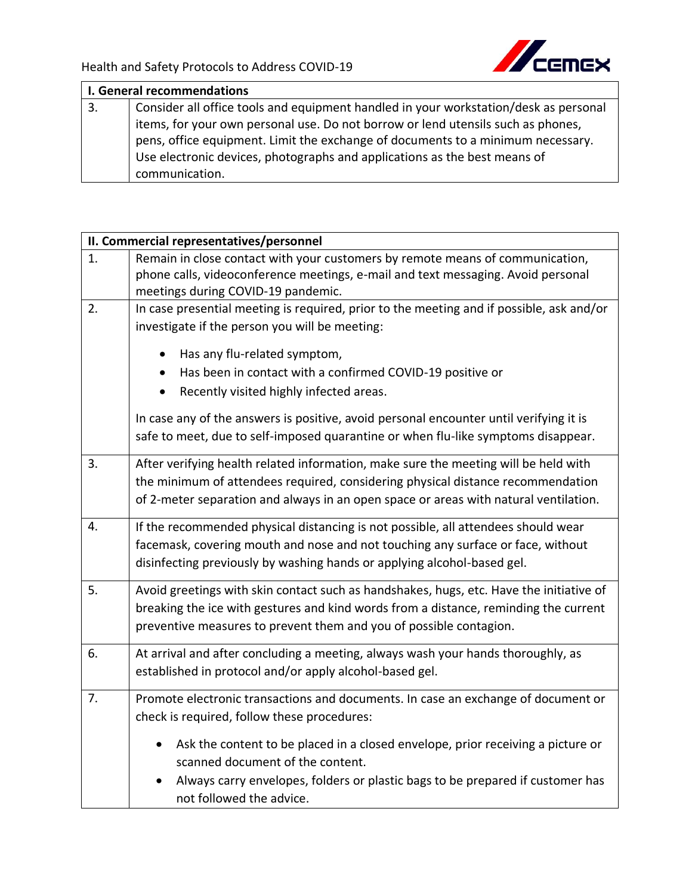| I. General recommendations | |
|---|---|
| 3. | Consider all office tools and equipment handled in your workstation/desk as personal items, for your own personal use. Do not borrow or lend utensils such as phones, pens, office equipment. Limit the exchange of documents to a minimum necessary. Use electronic devices, photographs and applications as the best means of communication. |

| II. Commercial representatives/personnel | |
|---|---|
| 1. | Remain in close contact with your customers by remote means of communication, phone calls, videoconference meetings, e-mail and text messaging. Avoid personal meetings during COVID-19 pandemic. |
| 2. | In case presential meeting is required, prior to the meeting and if possible, ask and/or investigate if the person you will be meeting:<br>• Has any flu-related symptom,<br>• Has been in contact with a confirmed COVID-19 positive or<br>• Recently visited highly infected areas.<br>In case any of the answers is positive, avoid personal encounter until verifying it is safe to meet, due to self-imposed quarantine or when flu-like symptoms disappear. |
| 3. | After verifying health related information, make sure the meeting will be held with the minimum of attendees required, considering physical distance recommendation of 2-meter separation and always in an open space or areas with natural ventilation. |
| 4. | If the recommended physical distancing is not possible, all attendees should wear facemask, covering mouth and nose and not touching any surface or face, without disinfecting previously by washing hands or applying alcohol-based gel. |
| 5. | Avoid greetings with skin contact such as handshakes, hugs, etc. Have the initiative of breaking the ice with gestures and kind words from a distance, reminding the current preventive measures to prevent them and you of possible contagion. |
| 6. | At arrival and after concluding a meeting, always wash your hands thoroughly, as established in protocol and/or apply alcohol-based gel. |
| 7. | Promote electronic transactions and documents. In case an exchange of document or check is required, follow these procedures:<br>• Ask the content to be placed in a closed envelope, prior receiving a picture or scanned document of the content.<br>• Always carry envelopes, folders or plastic bags to be prepared if customer has not followed the advice. |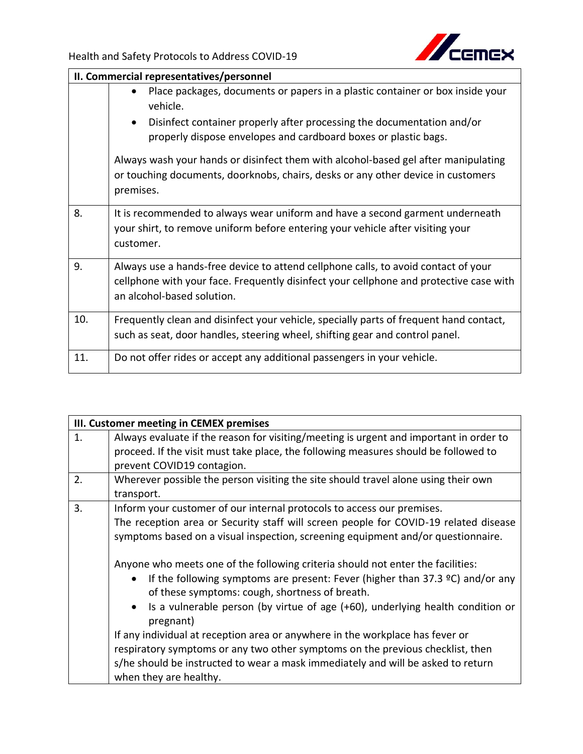| II. Commercial representatives/personnel | |
|---|---|
| | • Place packages, documents or papers in a plastic container or box inside your vehicle.<br>• Disinfect container properly after processing the documentation and/or properly dispose envelopes and cardboard boxes or plastic bags.<br><br>Always wash your hands or disinfect them with alcohol-based gel after manipulating or touching documents, doorknobs, chairs, desks or any other device in customers premises. |
| 8. | It is recommended to always wear uniform and have a second garment underneath your shirt, to remove uniform before entering your vehicle after visiting your customer. |
| 9. | Always use a hands-free device to attend cellphone calls, to avoid contact of your cellphone with your face. Frequently disinfect your cellphone and protective case with an alcohol-based solution. |
| 10. | Frequently clean and disinfect your vehicle, specially parts of frequent hand contact, such as seat, door handles, steering wheel, shifting gear and control panel. |
| 11. | Do not offer rides or accept any additional passengers in your vehicle. |

| III. Customer meeting in CEMEX premises | |
|---|---|
| 1. | Always evaluate if the reason for visiting/meeting is urgent and important in order to proceed. If the visit must take place, the following measures should be followed to prevent COVID19 contagion. |
| 2. | Wherever possible the person visiting the site should travel alone using their own transport. |
| 3. | Inform your customer of our internal protocols to access our premises.<br>The reception area or Security staff will screen people for COVID-19 related disease symptoms based on a visual inspection, screening equipment and/or questionnaire.<br><br>Anyone who meets one of the following criteria should not enter the facilities:<br>• If the following symptoms are present: Fever (higher than 37.3 ºC) and/or any of these symptoms: cough, shortness of breath.<br>• Is a vulnerable person (by virtue of age (+60), underlying health condition or pregnant)<br><br>If any individual at reception area or anywhere in the workplace has fever or respiratory symptoms or any two other symptoms on the previous checklist, then s/he should be instructed to wear a mask immediately and will be asked to return when they are healthy. |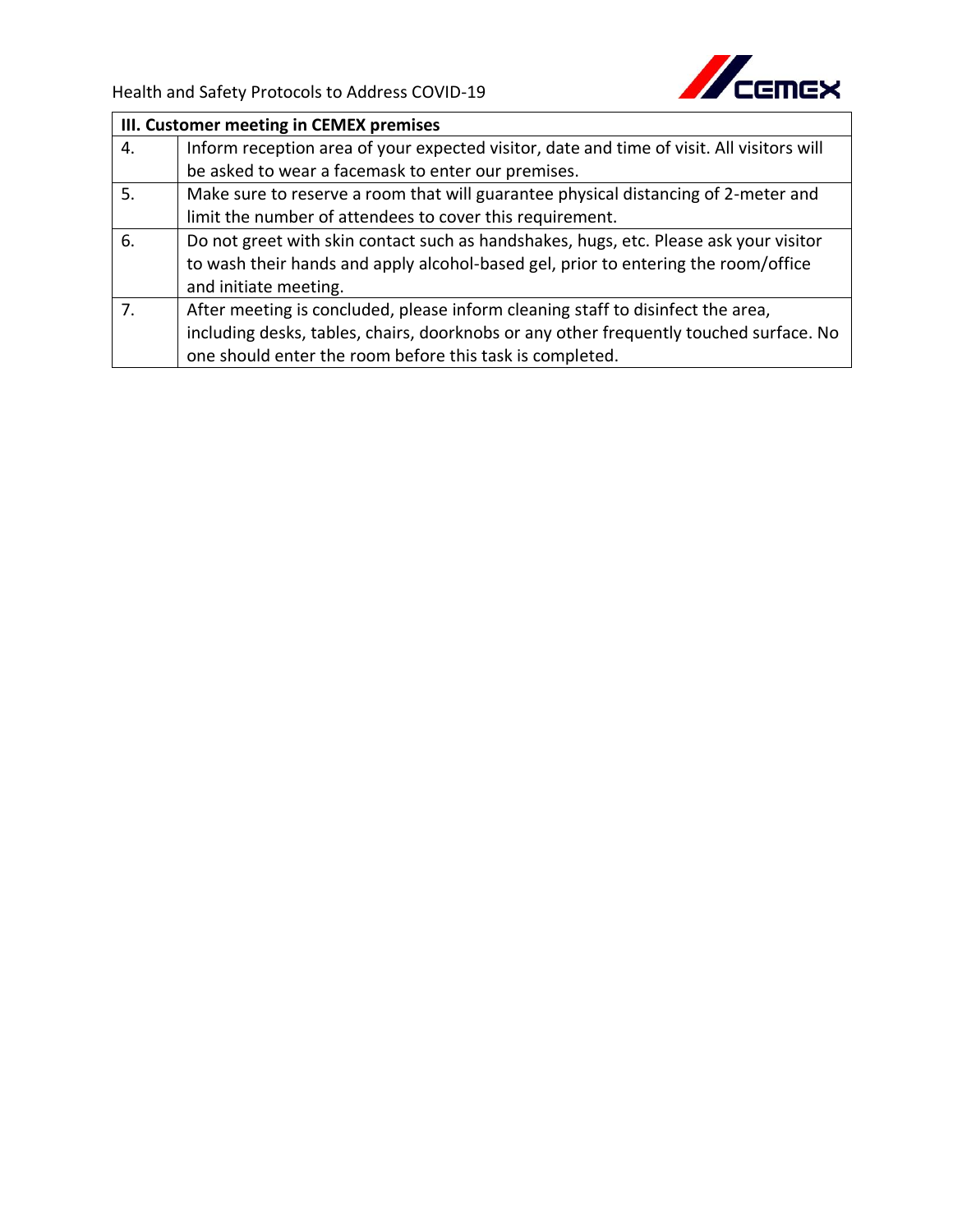| III. Customer meeting in CEMEX premises | |
|---|---|
| 4. | Inform reception area of your expected visitor, date and time of visit. All visitors will be asked to wear a facemask to enter our premises. |
| 5. | Make sure to reserve a room that will guarantee physical distancing of 2-meter and limit the number of attendees to cover this requirement. |
| 6. | Do not greet with skin contact such as handshakes, hugs, etc. Please ask your visitor to wash their hands and apply alcohol-based gel, prior to entering the room/office and initiate meeting. |
| 7. | After meeting is concluded, please inform cleaning staff to disinfect the area, including desks, tables, chairs, doorknobs or any other frequently touched surface. No one should enter the room before this task is completed. |